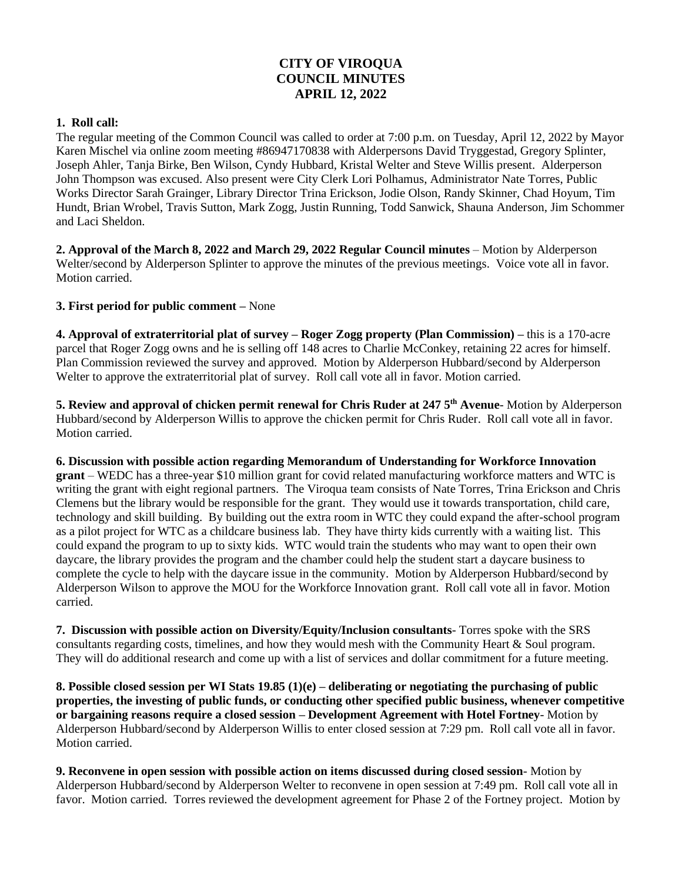# CITY OF VIROQUA
# COUNCIL MINUTES
# APRIL 12, 2022

**1. Roll call:**

The regular meeting of the Common Council was called to order at 7:00 p.m. on Tuesday, April 12, 2022 by Mayor Karen Mischel via online zoom meeting #86947170838 with Alderpersons David Tryggestad, Gregory Splinter, Joseph Ahler, Tanja Birke, Ben Wilson, Cyndy Hubbard, Kristal Welter and Steve Willis present. Alderperson John Thompson was excused. Also present were City Clerk Lori Polhamus, Administrator Nate Torres, Public Works Director Sarah Grainger, Library Director Trina Erickson, Jodie Olson, Randy Skinner, Chad Hoyum, Tim Hundt, Brian Wrobel, Travis Sutton, Mark Zogg, Justin Running, Todd Sanwick, Shauna Anderson, Jim Schommer and Laci Sheldon.

**2. Approval of the March 8, 2022 and March 29, 2022 Regular Council minutes** – Motion by Alderperson Welter/second by Alderperson Splinter to approve the minutes of the previous meetings. Voice vote all in favor. Motion carried.

**3. First period for public comment –** None

**4. Approval of extraterritorial plat of survey – Roger Zogg property (Plan Commission) –** this is a 170-acre parcel that Roger Zogg owns and he is selling off 148 acres to Charlie McConkey, retaining 22 acres for himself. Plan Commission reviewed the survey and approved. Motion by Alderperson Hubbard/second by Alderperson Welter to approve the extraterritorial plat of survey. Roll call vote all in favor. Motion carried.

**5. Review and approval of chicken permit renewal for Chris Ruder at 247 5th Avenue**- Motion by Alderperson Hubbard/second by Alderperson Willis to approve the chicken permit for Chris Ruder. Roll call vote all in favor. Motion carried.

**6. Discussion with possible action regarding Memorandum of Understanding for Workforce Innovation grant** – WEDC has a three-year $10 million grant for covid related manufacturing workforce matters and WTC is writing the grant with eight regional partners. The Viroqua team consists of Nate Torres, Trina Erickson and Chris Clemens but the library would be responsible for the grant. They would use it towards transportation, child care, technology and skill building. By building out the extra room in WTC they could expand the after-school program as a pilot project for WTC as a childcare business lab. They have thirty kids currently with a waiting list. This could expand the program to up to sixty kids. WTC would train the students who may want to open their own daycare, the library provides the program and the chamber could help the student start a daycare business to complete the cycle to help with the daycare issue in the community. Motion by Alderperson Hubbard/second by Alderperson Wilson to approve the MOU for the Workforce Innovation grant. Roll call vote all in favor. Motion carried.

**7. Discussion with possible action on Diversity/Equity/Inclusion consultants**- Torres spoke with the SRS consultants regarding costs, timelines, and how they would mesh with the Community Heart & Soul program. They will do additional research and come up with a list of services and dollar commitment for a future meeting.

**8. Possible closed session per WI Stats 19.85 (1)(e) – deliberating or negotiating the purchasing of public properties, the investing of public funds, or conducting other specified public business, whenever competitive or bargaining reasons require a closed session – Development Agreement with Hotel Fortney**- Motion by Alderperson Hubbard/second by Alderperson Willis to enter closed session at 7:29 pm. Roll call vote all in favor. Motion carried.

**9. Reconvene in open session with possible action on items discussed during closed session**- Motion by Alderperson Hubbard/second by Alderperson Welter to reconvene in open session at 7:49 pm. Roll call vote all in favor. Motion carried. Torres reviewed the development agreement for Phase 2 of the Fortney project. Motion by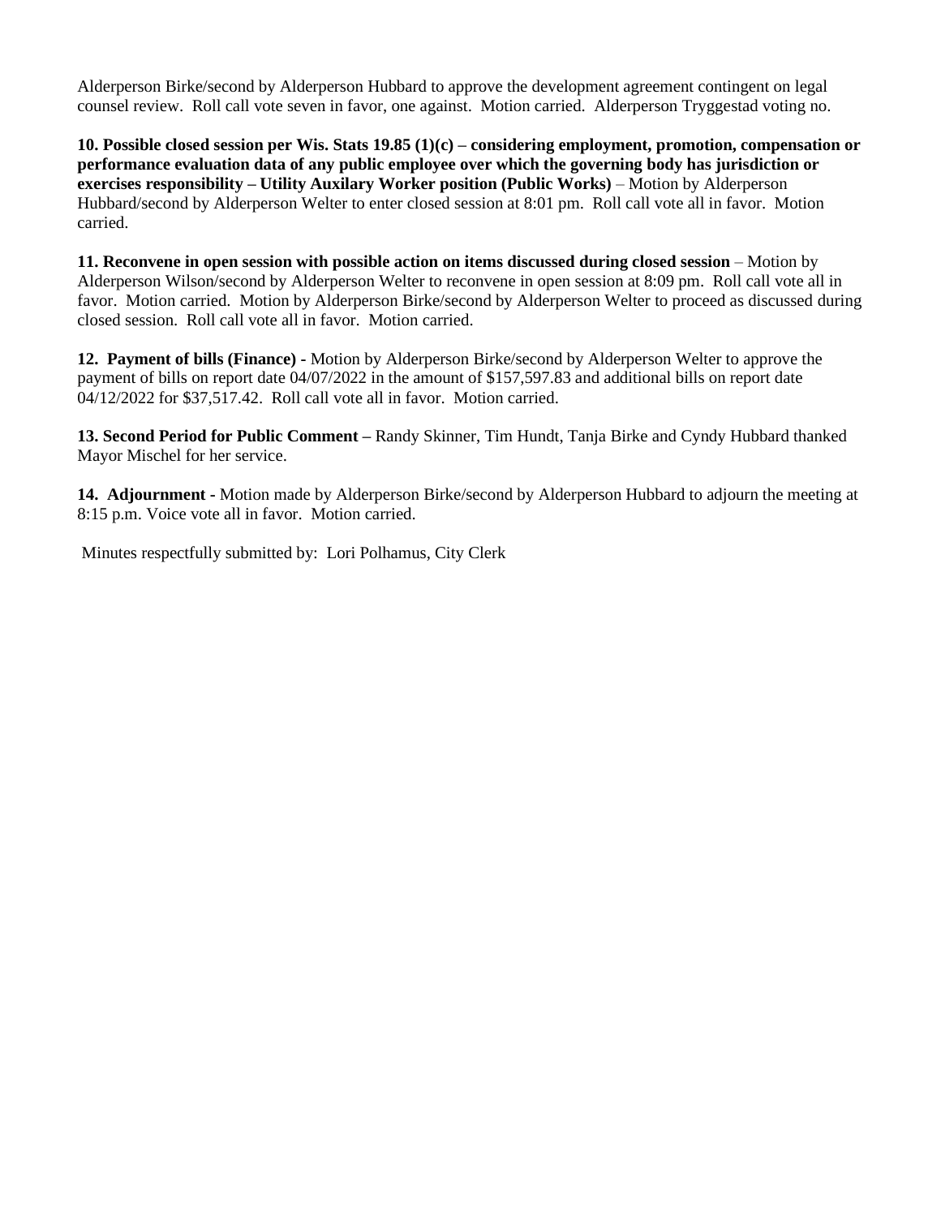Alderperson Birke/second by Alderperson Hubbard to approve the development agreement contingent on legal counsel review. Roll call vote seven in favor, one against. Motion carried. Alderperson Tryggestad voting no.

**10. Possible closed session per Wis. Stats 19.85 (1)(c) – considering employment, promotion, compensation or performance evaluation data of any public employee over which the governing body has jurisdiction or exercises responsibility – Utility Auxilary Worker position (Public Works)** – Motion by Alderperson Hubbard/second by Alderperson Welter to enter closed session at 8:01 pm. Roll call vote all in favor. Motion carried.

**11. Reconvene in open session with possible action on items discussed during closed session** – Motion by Alderperson Wilson/second by Alderperson Welter to reconvene in open session at 8:09 pm. Roll call vote all in favor. Motion carried. Motion by Alderperson Birke/second by Alderperson Welter to proceed as discussed during closed session. Roll call vote all in favor. Motion carried.

**12. Payment of bills (Finance)** - Motion by Alderperson Birke/second by Alderperson Welter to approve the payment of bills on report date 04/07/2022 in the amount of $157,597.83 and additional bills on report date 04/12/2022 for $37,517.42. Roll call vote all in favor. Motion carried.

**13. Second Period for Public Comment –** Randy Skinner, Tim Hundt, Tanja Birke and Cyndy Hubbard thanked Mayor Mischel for her service.

**14. Adjournment** - Motion made by Alderperson Birke/second by Alderperson Hubbard to adjourn the meeting at 8:15 p.m. Voice vote all in favor. Motion carried.

Minutes respectfully submitted by: Lori Polhamus, City Clerk